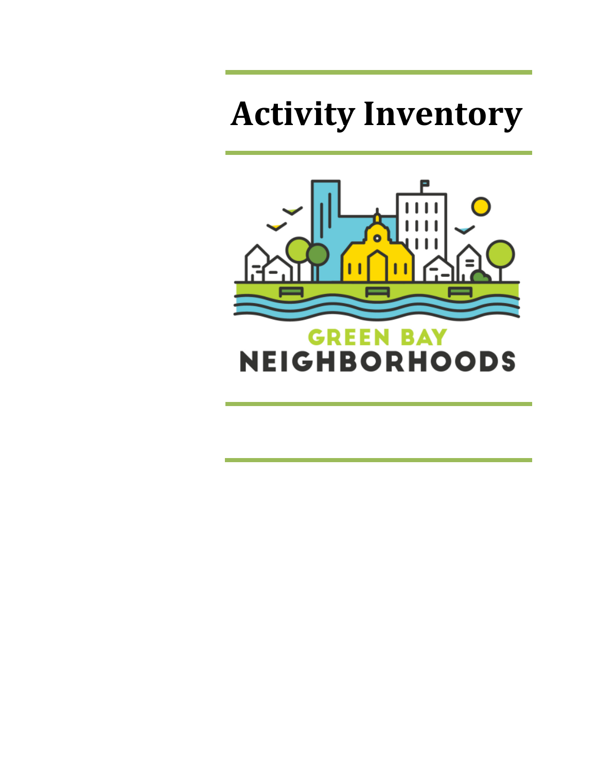# Activity Inventory

GREEN BAY
NEIGHBORHOODS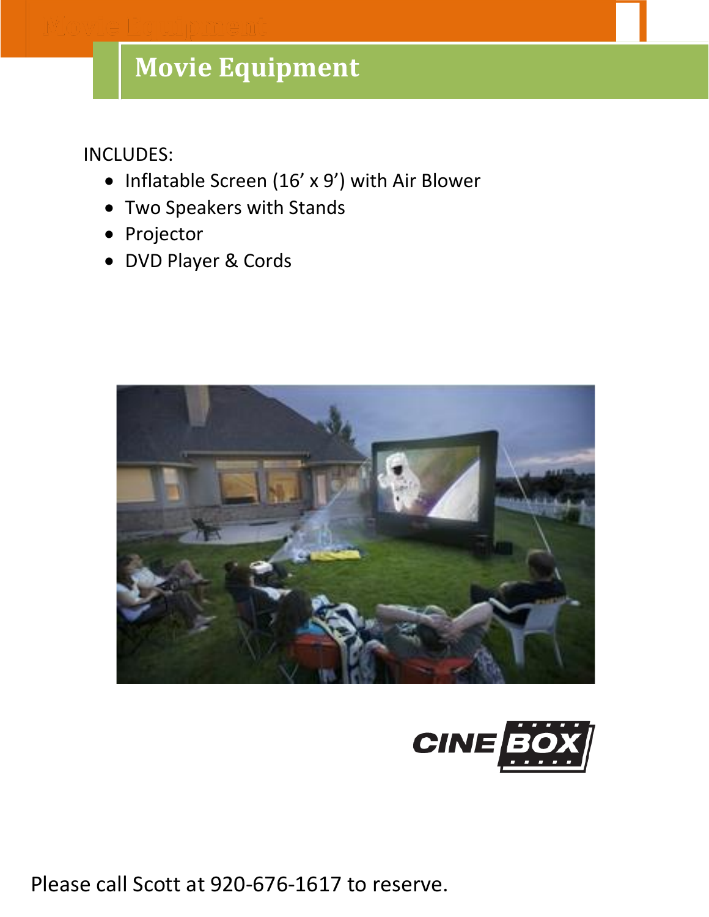# Movie Equipment

INCLUDES:

- Inflatable Screen (16' x 9') with Air Blower
- Two Speakers with Stands
- Projector
- DVD Player & Cords

Please call Scott at 920-676-1617 to reserve.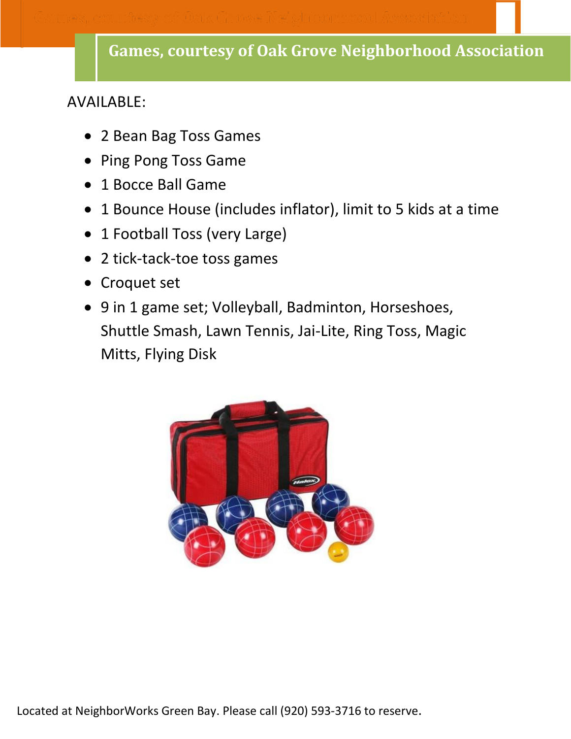# Games, courtesy of Oak Grove Neighborhood Association

AVAILABLE:

- 2 Bean Bag Toss Games
- Ping Pong Toss Game
- 1 Bocce Ball Game
- 1 Bounce House (includes inflator), limit to 5 kids at a time
- 1 Football Toss (very Large)
- 2 tick-tack-toe toss games
- Croquet set
- 9 in 1 game set; Volleyball, Badminton, Horseshoes, Shuttle Smash, Lawn Tennis, Jai-Lite, Ring Toss, Magic Mitts, Flying Disk

Located at NeighborWorks Green Bay. Please call (920) 593-3716 to reserve.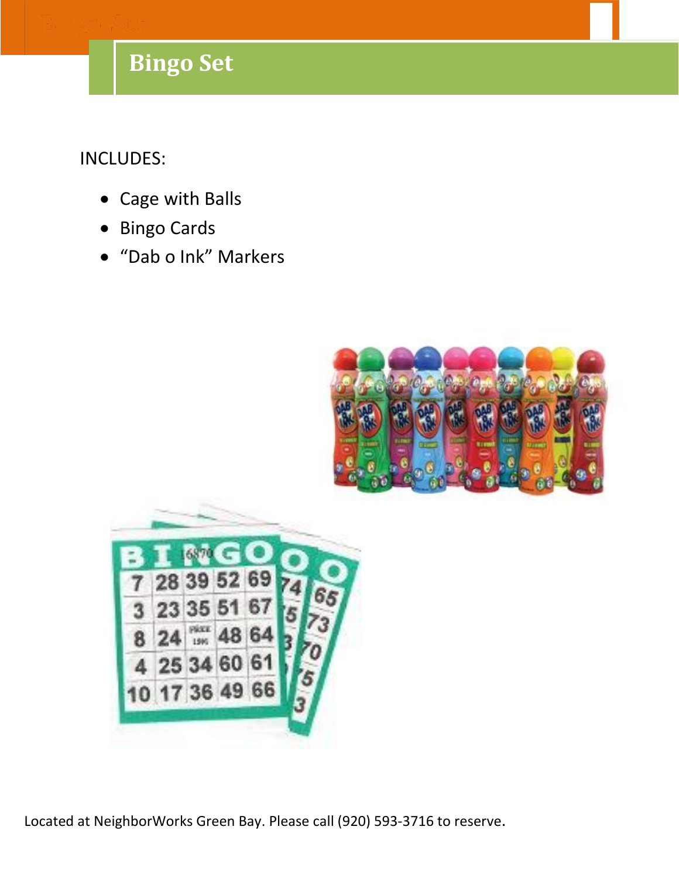# Bingo Set

INCLUDES:

- Cage with Balls
- Bingo Cards
- "Dab o Ink" Markers

Located at NeighborWorks Green Bay. Please call (920) 593-3716 to reserve.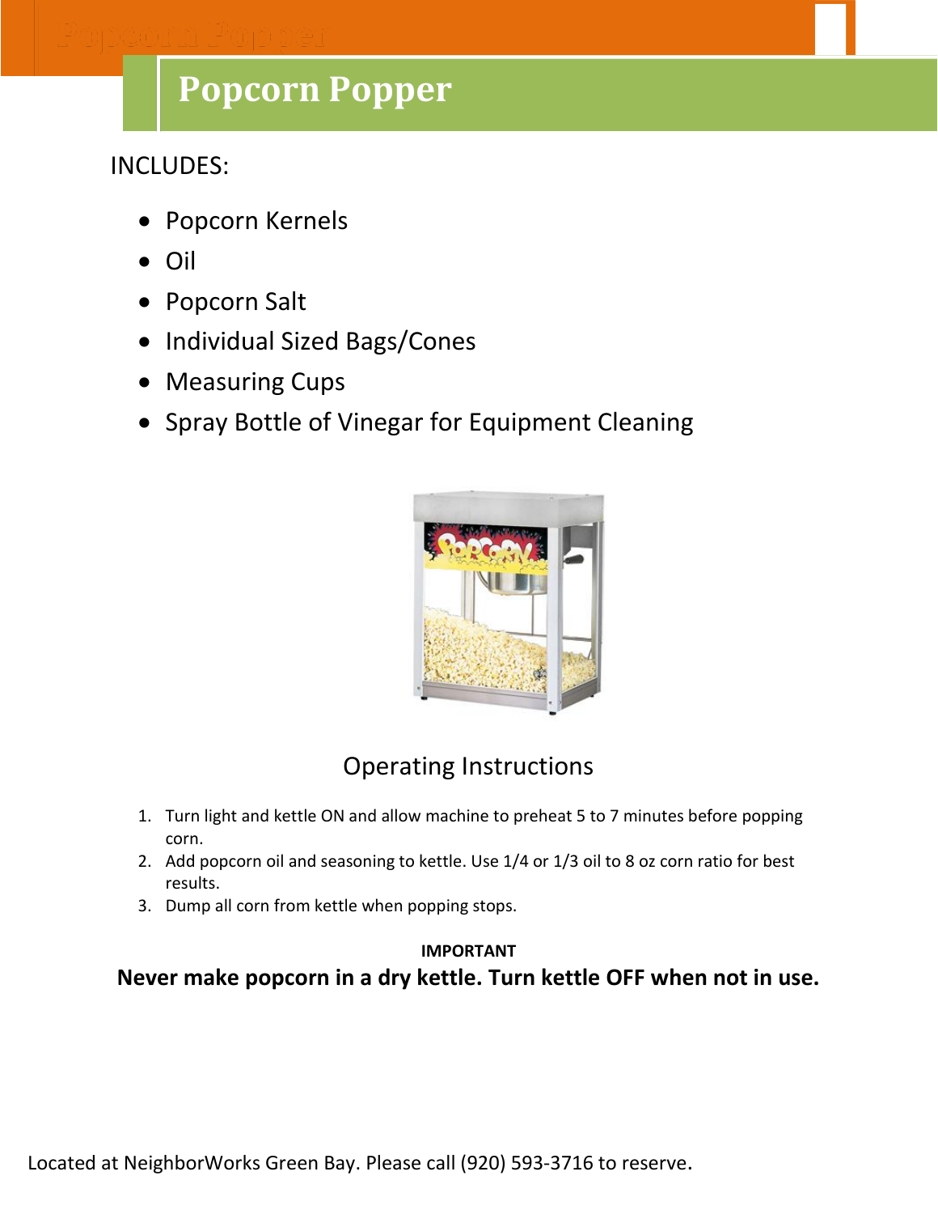# Popcorn Popper

INCLUDES:

- Popcorn Kernels
- Oil
- Popcorn Salt
- Individual Sized Bags/Cones
- Measuring Cups
- Spray Bottle of Vinegar for Equipment Cleaning

## Operating Instructions

1. Turn light and kettle ON and allow machine to preheat 5 to 7 minutes before popping corn.
2. Add popcorn oil and seasoning to kettle. Use 1/4 or 1/3 oil to 8 oz corn ratio for best results.
3. Dump all corn from kettle when popping stops.

**IMPORTANT**

**Never make popcorn in a dry kettle. Turn kettle OFF when not in use.**

Located at NeighborWorks Green Bay. Please call (920) 593-3716 to reserve.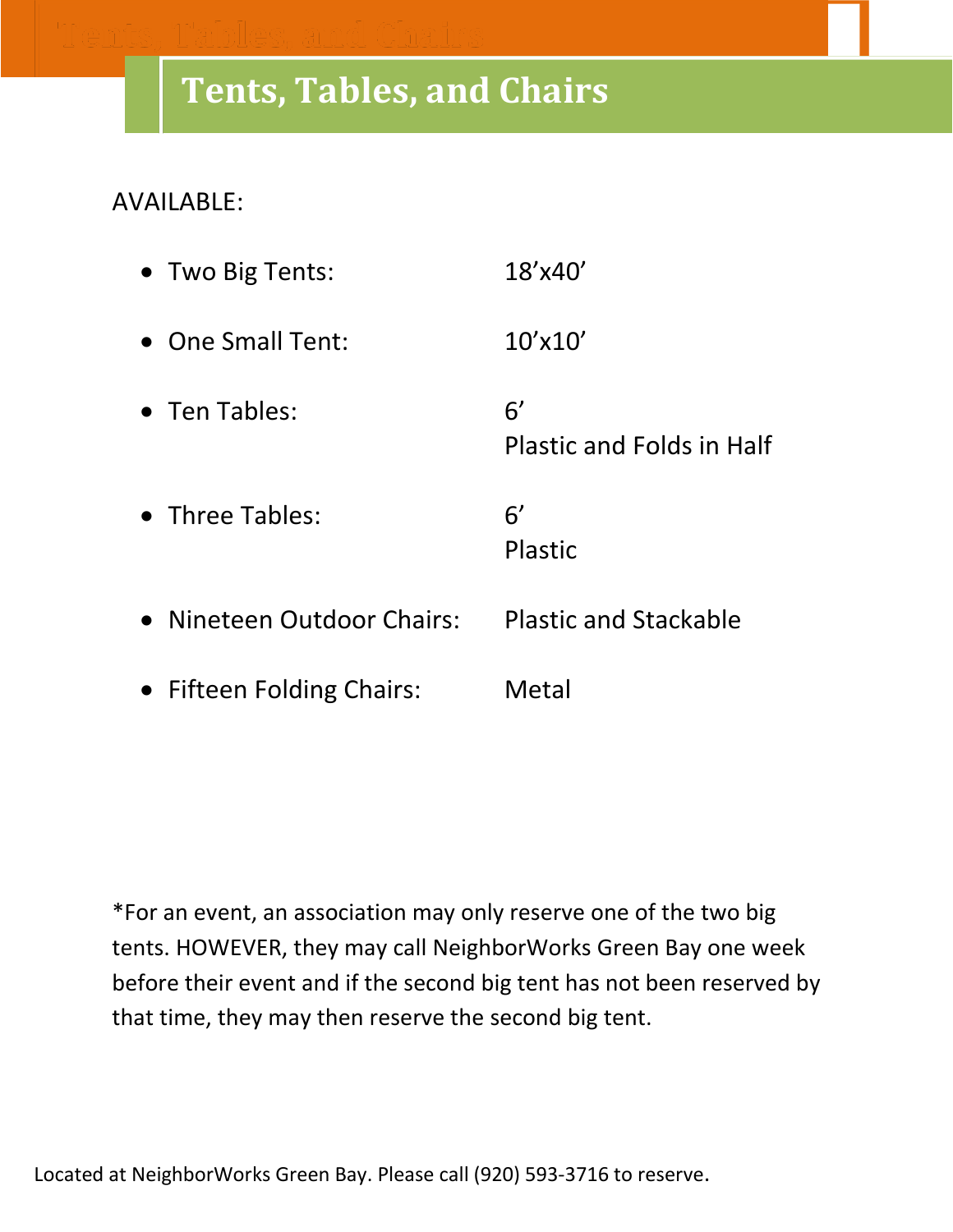# Tents, Tables, and Chairs

AVAILABLE:

- Two Big Tents: 18’x40’
- One Small Tent: 10’x10’
- Ten Tables: 6’
  Plastic and Folds in Half
- Three Tables: 6’
  Plastic
- Nineteen Outdoor Chairs: Plastic and Stackable
- Fifteen Folding Chairs: Metal

*For an event, an association may only reserve one of the two big tents. HOWEVER, they may call NeighborWorks Green Bay one week before their event and if the second big tent has not been reserved by that time, they may then reserve the second big tent.

Located at NeighborWorks Green Bay. Please call (920) 593-3716 to reserve.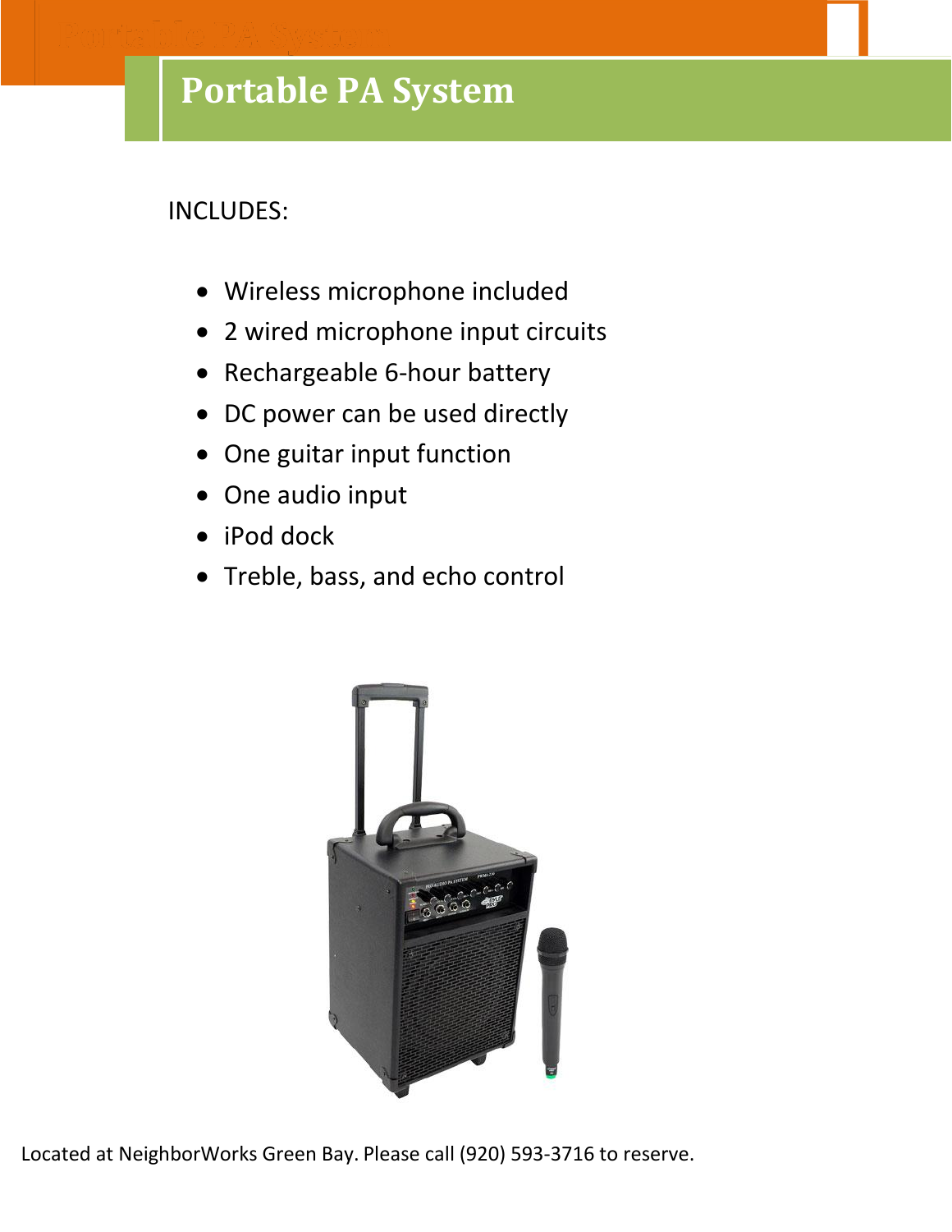# Portable PA System

INCLUDES:

- Wireless microphone included
- 2 wired microphone input circuits
- Rechargeable 6-hour battery
- DC power can be used directly
- One guitar input function
- One audio input
- iPod dock
- Treble, bass, and echo control

Located at NeighborWorks Green Bay. Please call (920) 593-3716 to reserve.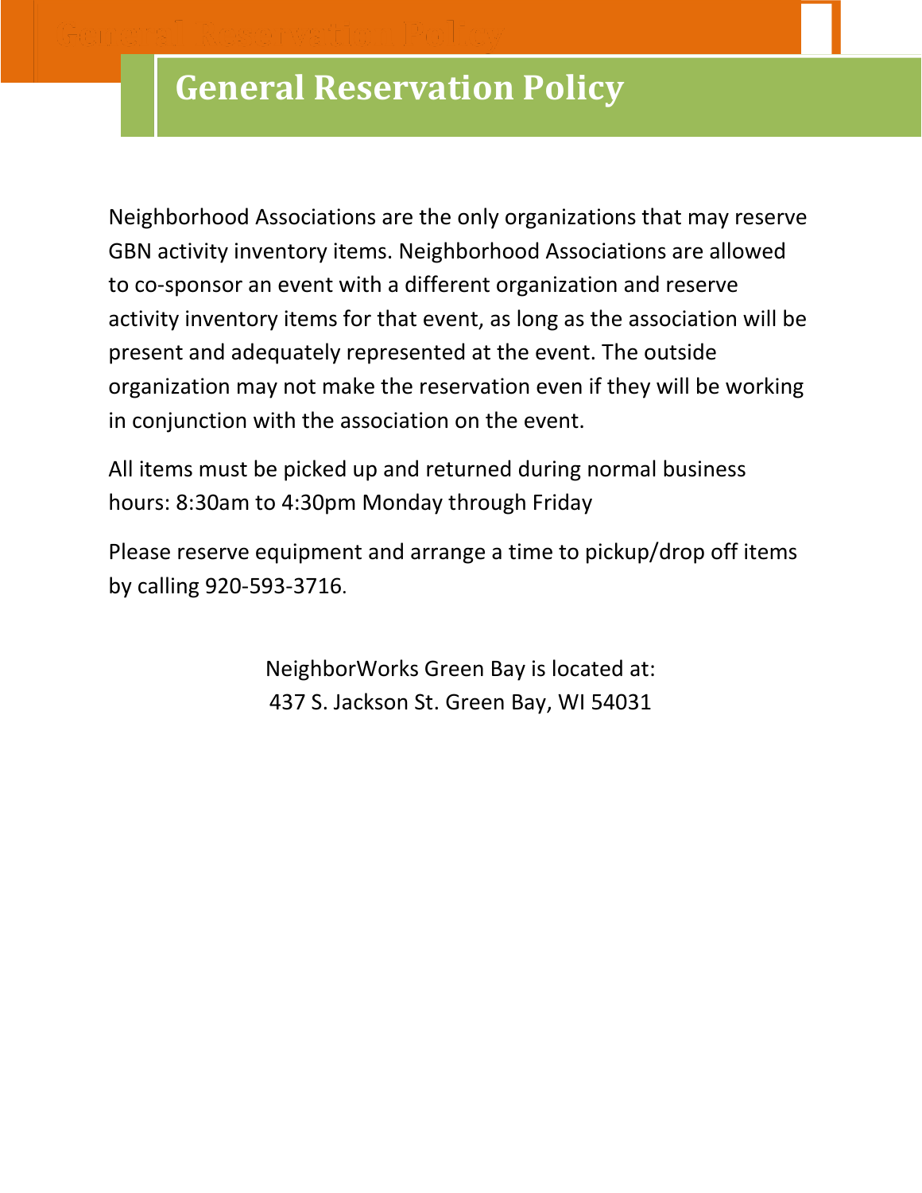# General Reservation Policy

Neighborhood Associations are the only organizations that may reserve GBN activity inventory items. Neighborhood Associations are allowed to co-sponsor an event with a different organization and reserve activity inventory items for that event, as long as the association will be present and adequately represented at the event. The outside organization may not make the reservation even if they will be working in conjunction with the association on the event.

All items must be picked up and returned during normal business hours: 8:30am to 4:30pm Monday through Friday

Please reserve equipment and arrange a time to pickup/drop off items by calling 920-593-3716.

NeighborWorks Green Bay is located at:
437 S. Jackson St. Green Bay, WI 54031